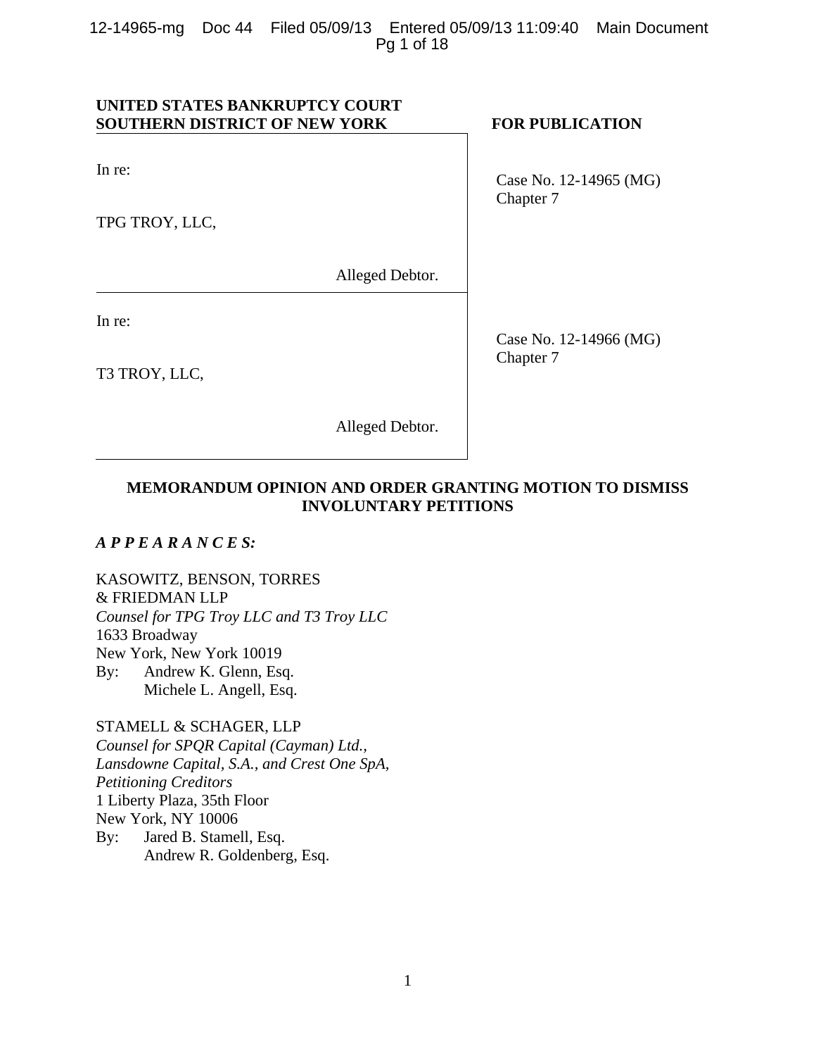**UNITED STATES BANKRUPTCY COURT**
**SOUTHERN DISTRICT OF NEW YORK**

**FOR PUBLICATION**

| | |
|---|---|
| In re:<br><br>TPG TROY, LLC,<br><br>Alleged Debtor. | Case No. 12-14965 (MG)<br>Chapter 7 |
| In re:<br><br>T3 TROY, LLC,<br><br>Alleged Debtor. | Case No. 12-14966 (MG)<br>Chapter 7 |

**MEMORANDUM OPINION AND ORDER GRANTING MOTION TO DISMISS INVOLUNTARY PETITIONS**

***A P P E A R A N C E S:***

KASOWITZ, BENSON, TORRES
& FRIEDMAN LLP
*Counsel for TPG Troy LLC and T3 Troy LLC*
1633 Broadway
New York, New York 10019
By: Andrew K. Glenn, Esq.
Michele L. Angell, Esq.

STAMELL & SCHAGER, LLP
*Counsel for SPQR Capital (Cayman) Ltd., Lansdowne Capital, S.A., and Crest One SpA, Petitioning Creditors*
1 Liberty Plaza, 35th Floor
New York, NY 10006
By: Jared B. Stamell, Esq.
Andrew R. Goldenberg, Esq.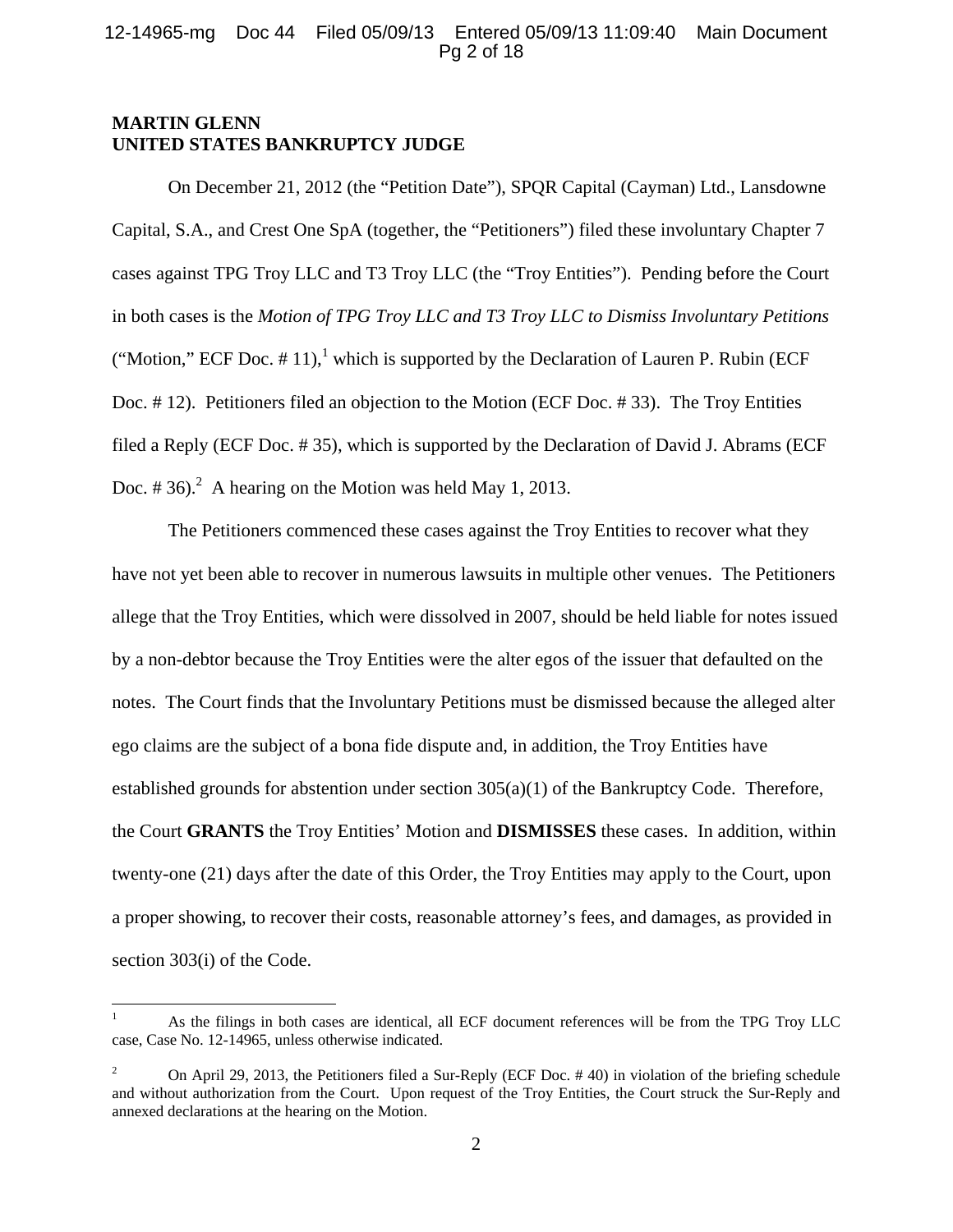**MARTIN GLENN**
**UNITED STATES BANKRUPTCY JUDGE**

On December 21, 2012 (the "Petition Date"), SPQR Capital (Cayman) Ltd., Lansdowne Capital, S.A., and Crest One SpA (together, the "Petitioners") filed these involuntary Chapter 7 cases against TPG Troy LLC and T3 Troy LLC (the "Troy Entities"). Pending before the Court in both cases is the *Motion of TPG Troy LLC and T3 Troy LLC to Dismiss Involuntary Petitions* ("Motion," ECF Doc. # 11),[1] which is supported by the Declaration of Lauren P. Rubin (ECF Doc. # 12). Petitioners filed an objection to the Motion (ECF Doc. # 33). The Troy Entities filed a Reply (ECF Doc. # 35), which is supported by the Declaration of David J. Abrams (ECF Doc. # 36).[2] A hearing on the Motion was held May 1, 2013.

The Petitioners commenced these cases against the Troy Entities to recover what they have not yet been able to recover in numerous lawsuits in multiple other venues. The Petitioners allege that the Troy Entities, which were dissolved in 2007, should be held liable for notes issued by a non-debtor because the Troy Entities were the alter egos of the issuer that defaulted on the notes. The Court finds that the Involuntary Petitions must be dismissed because the alleged alter ego claims are the subject of a bona fide dispute and, in addition, the Troy Entities have established grounds for abstention under section 305(a)(1) of the Bankruptcy Code. Therefore, the Court **GRANTS** the Troy Entities' Motion and **DISMISSES** these cases. In addition, within twenty-one (21) days after the date of this Order, the Troy Entities may apply to the Court, upon a proper showing, to recover their costs, reasonable attorney's fees, and damages, as provided in section 303(i) of the Code.

---

[1] As the filings in both cases are identical, all ECF document references will be from the TPG Troy LLC case, Case No. 12-14965, unless otherwise indicated.

[2] On April 29, 2013, the Petitioners filed a Sur-Reply (ECF Doc. # 40) in violation of the briefing schedule and without authorization from the Court. Upon request of the Troy Entities, the Court struck the Sur-Reply and annexed declarations at the hearing on the Motion.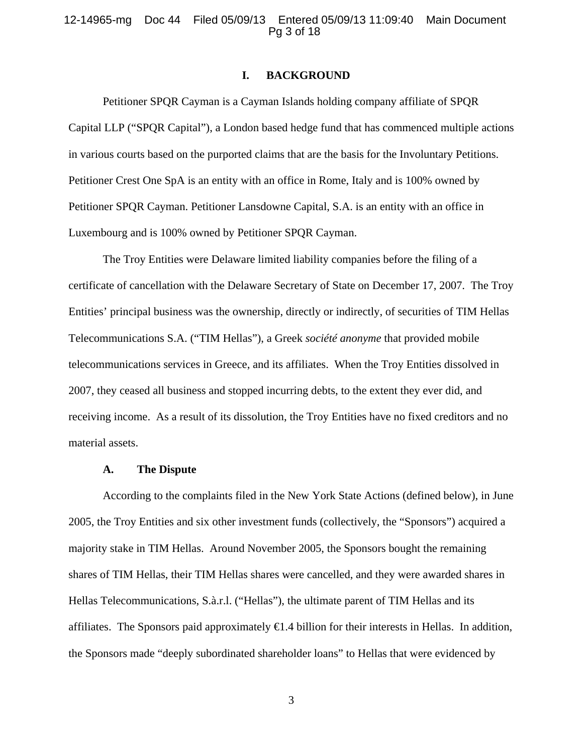## I. BACKGROUND

Petitioner SPQR Cayman is a Cayman Islands holding company affiliate of SPQR Capital LLP ("SPQR Capital"), a London based hedge fund that has commenced multiple actions in various courts based on the purported claims that are the basis for the Involuntary Petitions. Petitioner Crest One SpA is an entity with an office in Rome, Italy and is 100% owned by Petitioner SPQR Cayman. Petitioner Lansdowne Capital, S.A. is an entity with an office in Luxembourg and is 100% owned by Petitioner SPQR Cayman.

The Troy Entities were Delaware limited liability companies before the filing of a certificate of cancellation with the Delaware Secretary of State on December 17, 2007. The Troy Entities' principal business was the ownership, directly or indirectly, of securities of TIM Hellas Telecommunications S.A. ("TIM Hellas"), a Greek *société anonyme* that provided mobile telecommunications services in Greece, and its affiliates. When the Troy Entities dissolved in 2007, they ceased all business and stopped incurring debts, to the extent they ever did, and receiving income. As a result of its dissolution, the Troy Entities have no fixed creditors and no material assets.

### A. The Dispute

According to the complaints filed in the New York State Actions (defined below), in June 2005, the Troy Entities and six other investment funds (collectively, the "Sponsors") acquired a majority stake in TIM Hellas. Around November 2005, the Sponsors bought the remaining shares of TIM Hellas, their TIM Hellas shares were cancelled, and they were awarded shares in Hellas Telecommunications, S.à.r.l. ("Hellas"), the ultimate parent of TIM Hellas and its affiliates. The Sponsors paid approximately €1.4 billion for their interests in Hellas. In addition, the Sponsors made "deeply subordinated shareholder loans" to Hellas that were evidenced by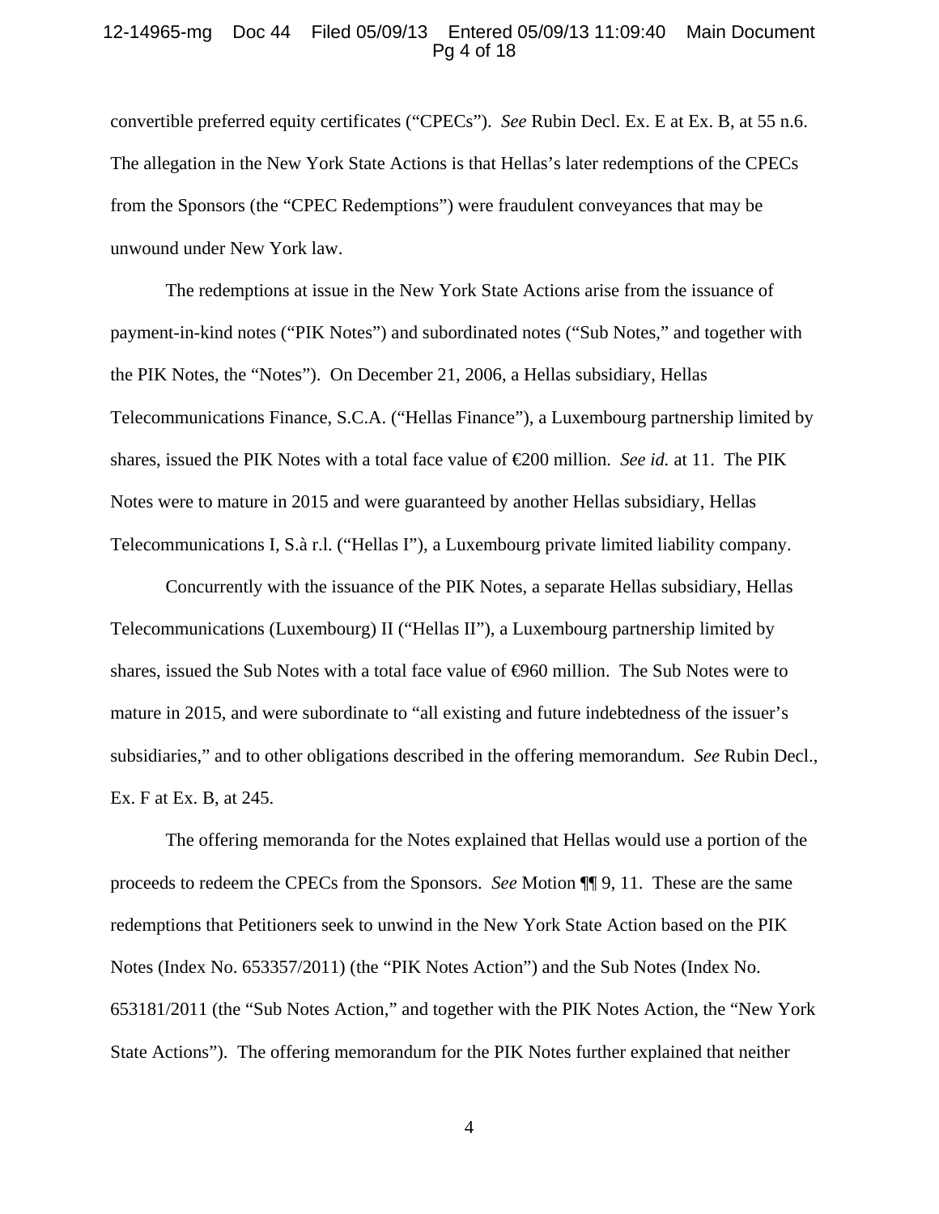convertible preferred equity certificates ("CPECs"). *See* Rubin Decl. Ex. E at Ex. B, at 55 n.6. The allegation in the New York State Actions is that Hellas's later redemptions of the CPECs from the Sponsors (the "CPEC Redemptions") were fraudulent conveyances that may be unwound under New York law.

The redemptions at issue in the New York State Actions arise from the issuance of payment-in-kind notes ("PIK Notes") and subordinated notes ("Sub Notes," and together with the PIK Notes, the "Notes"). On December 21, 2006, a Hellas subsidiary, Hellas Telecommunications Finance, S.C.A. ("Hellas Finance"), a Luxembourg partnership limited by shares, issued the PIK Notes with a total face value of €200 million. *See id.* at 11. The PIK Notes were to mature in 2015 and were guaranteed by another Hellas subsidiary, Hellas Telecommunications I, S.à r.l. ("Hellas I"), a Luxembourg private limited liability company.

Concurrently with the issuance of the PIK Notes, a separate Hellas subsidiary, Hellas Telecommunications (Luxembourg) II ("Hellas II"), a Luxembourg partnership limited by shares, issued the Sub Notes with a total face value of €960 million. The Sub Notes were to mature in 2015, and were subordinate to "all existing and future indebtedness of the issuer's subsidiaries," and to other obligations described in the offering memorandum. *See* Rubin Decl., Ex. F at Ex. B, at 245.

The offering memoranda for the Notes explained that Hellas would use a portion of the proceeds to redeem the CPECs from the Sponsors. *See* Motion ¶¶ 9, 11. These are the same redemptions that Petitioners seek to unwind in the New York State Action based on the PIK Notes (Index No. 653357/2011) (the "PIK Notes Action") and the Sub Notes (Index No. 653181/2011 (the "Sub Notes Action," and together with the PIK Notes Action, the "New York State Actions"). The offering memorandum for the PIK Notes further explained that neither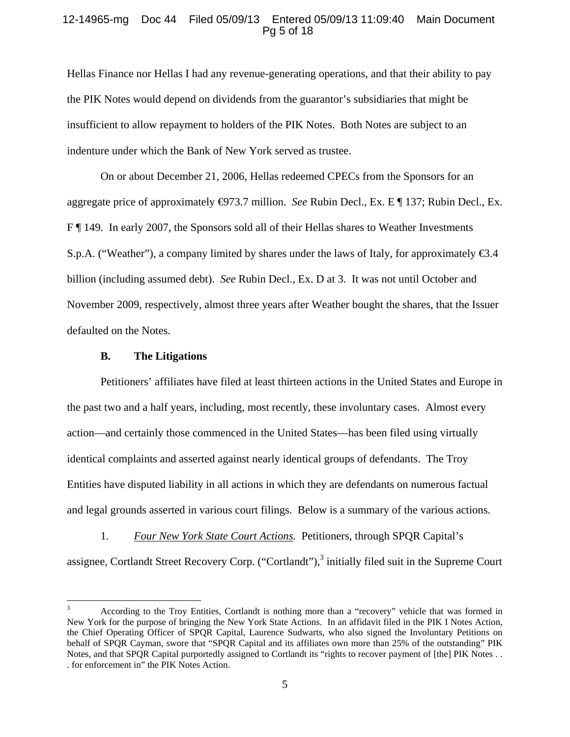Hellas Finance nor Hellas I had any revenue-generating operations, and that their ability to pay the PIK Notes would depend on dividends from the guarantor's subsidiaries that might be insufficient to allow repayment to holders of the PIK Notes. Both Notes are subject to an indenture under which the Bank of New York served as trustee.

On or about December 21, 2006, Hellas redeemed CPECs from the Sponsors for an aggregate price of approximately €973.7 million. *See* Rubin Decl., Ex. E ¶ 137; Rubin Decl., Ex. F ¶ 149. In early 2007, the Sponsors sold all of their Hellas shares to Weather Investments S.p.A. ("Weather"), a company limited by shares under the laws of Italy, for approximately €3.4 billion (including assumed debt). *See* Rubin Decl., Ex. D at 3. It was not until October and November 2009, respectively, almost three years after Weather bought the shares, that the Issuer defaulted on the Notes.

### B. The Litigations

Petitioners' affiliates have filed at least thirteen actions in the United States and Europe in the past two and a half years, including, most recently, these involuntary cases. Almost every action—and certainly those commenced in the United States—has been filed using virtually identical complaints and asserted against nearly identical groups of defendants. The Troy Entities have disputed liability in all actions in which they are defendants on numerous factual and legal grounds asserted in various court filings. Below is a summary of the various actions.

1. *Four New York State Court Actions.* Petitioners, through SPQR Capital's assignee, Cortlandt Street Recovery Corp. ("Cortlandt"),[3] initially filed suit in the Supreme Court

---

[3] According to the Troy Entities, Cortlandt is nothing more than a "recovery" vehicle that was formed in New York for the purpose of bringing the New York State Actions. In an affidavit filed in the PIK I Notes Action, the Chief Operating Officer of SPQR Capital, Laurence Sudwarts, who also signed the Involuntary Petitions on behalf of SPQR Cayman, swore that "SPQR Capital and its affiliates own more than 25% of the outstanding" PIK Notes, and that SPQR Capital purportedly assigned to Cortlandt its "rights to recover payment of [the] PIK Notes . . . for enforcement in" the PIK Notes Action.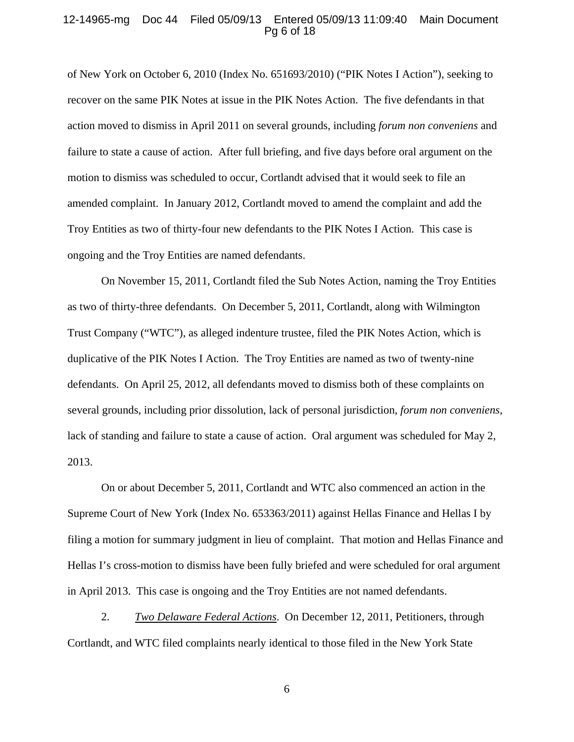of New York on October 6, 2010 (Index No. 651693/2010) ("PIK Notes I Action"), seeking to recover on the same PIK Notes at issue in the PIK Notes Action. The five defendants in that action moved to dismiss in April 2011 on several grounds, including *forum non conveniens* and failure to state a cause of action. After full briefing, and five days before oral argument on the motion to dismiss was scheduled to occur, Cortlandt advised that it would seek to file an amended complaint. In January 2012, Cortlandt moved to amend the complaint and add the Troy Entities as two of thirty-four new defendants to the PIK Notes I Action. This case is ongoing and the Troy Entities are named defendants.

On November 15, 2011, Cortlandt filed the Sub Notes Action, naming the Troy Entities as two of thirty-three defendants. On December 5, 2011, Cortlandt, along with Wilmington Trust Company ("WTC"), as alleged indenture trustee, filed the PIK Notes Action, which is duplicative of the PIK Notes I Action. The Troy Entities are named as two of twenty-nine defendants. On April 25, 2012, all defendants moved to dismiss both of these complaints on several grounds, including prior dissolution, lack of personal jurisdiction, *forum non conveniens*, lack of standing and failure to state a cause of action. Oral argument was scheduled for May 2, 2013.

On or about December 5, 2011, Cortlandt and WTC also commenced an action in the Supreme Court of New York (Index No. 653363/2011) against Hellas Finance and Hellas I by filing a motion for summary judgment in lieu of complaint. That motion and Hellas Finance and Hellas I's cross-motion to dismiss have been fully briefed and were scheduled for oral argument in April 2013. This case is ongoing and the Troy Entities are not named defendants.

2. *Two Delaware Federal Actions*. On December 12, 2011, Petitioners, through Cortlandt, and WTC filed complaints nearly identical to those filed in the New York State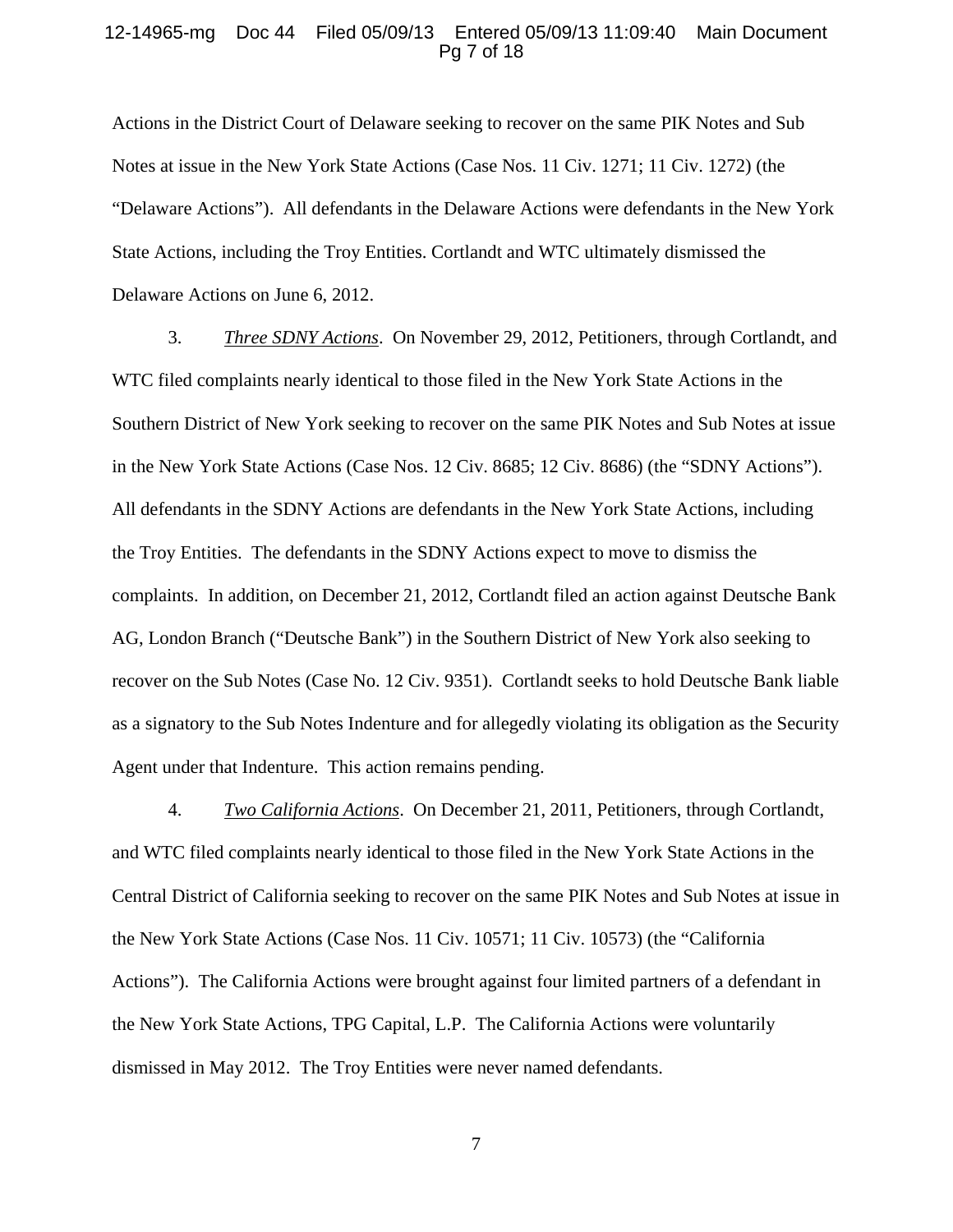Actions in the District Court of Delaware seeking to recover on the same PIK Notes and Sub Notes at issue in the New York State Actions (Case Nos. 11 Civ. 1271; 11 Civ. 1272) (the "Delaware Actions"). All defendants in the Delaware Actions were defendants in the New York State Actions, including the Troy Entities. Cortlandt and WTC ultimately dismissed the Delaware Actions on June 6, 2012.

3. *Three SDNY Actions*. On November 29, 2012, Petitioners, through Cortlandt, and WTC filed complaints nearly identical to those filed in the New York State Actions in the Southern District of New York seeking to recover on the same PIK Notes and Sub Notes at issue in the New York State Actions (Case Nos. 12 Civ. 8685; 12 Civ. 8686) (the "SDNY Actions"). All defendants in the SDNY Actions are defendants in the New York State Actions, including the Troy Entities. The defendants in the SDNY Actions expect to move to dismiss the complaints. In addition, on December 21, 2012, Cortlandt filed an action against Deutsche Bank AG, London Branch ("Deutsche Bank") in the Southern District of New York also seeking to recover on the Sub Notes (Case No. 12 Civ. 9351). Cortlandt seeks to hold Deutsche Bank liable as a signatory to the Sub Notes Indenture and for allegedly violating its obligation as the Security Agent under that Indenture. This action remains pending.

4. *Two California Actions*. On December 21, 2011, Petitioners, through Cortlandt, and WTC filed complaints nearly identical to those filed in the New York State Actions in the Central District of California seeking to recover on the same PIK Notes and Sub Notes at issue in the New York State Actions (Case Nos. 11 Civ. 10571; 11 Civ. 10573) (the "California Actions"). The California Actions were brought against four limited partners of a defendant in the New York State Actions, TPG Capital, L.P. The California Actions were voluntarily dismissed in May 2012. The Troy Entities were never named defendants.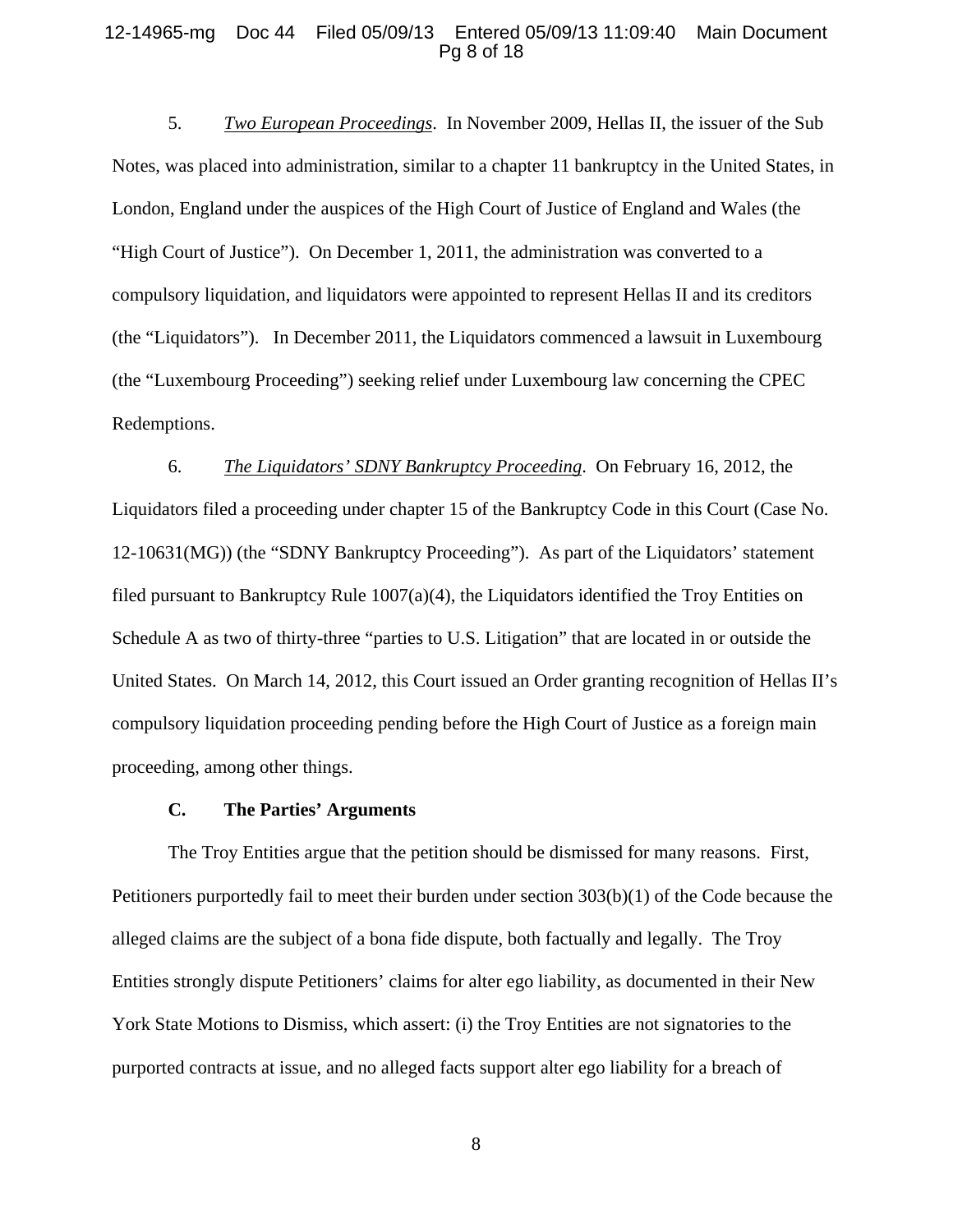5. *Two European Proceedings*. In November 2009, Hellas II, the issuer of the Sub Notes, was placed into administration, similar to a chapter 11 bankruptcy in the United States, in London, England under the auspices of the High Court of Justice of England and Wales (the "High Court of Justice"). On December 1, 2011, the administration was converted to a compulsory liquidation, and liquidators were appointed to represent Hellas II and its creditors (the "Liquidators"). In December 2011, the Liquidators commenced a lawsuit in Luxembourg (the "Luxembourg Proceeding") seeking relief under Luxembourg law concerning the CPEC Redemptions.

6. *The Liquidators' SDNY Bankruptcy Proceeding*. On February 16, 2012, the Liquidators filed a proceeding under chapter 15 of the Bankruptcy Code in this Court (Case No. 12-10631(MG)) (the "SDNY Bankruptcy Proceeding"). As part of the Liquidators' statement filed pursuant to Bankruptcy Rule 1007(a)(4), the Liquidators identified the Troy Entities on Schedule A as two of thirty-three "parties to U.S. Litigation" that are located in or outside the United States. On March 14, 2012, this Court issued an Order granting recognition of Hellas II's compulsory liquidation proceeding pending before the High Court of Justice as a foreign main proceeding, among other things.

### C. The Parties' Arguments

The Troy Entities argue that the petition should be dismissed for many reasons. First, Petitioners purportedly fail to meet their burden under section 303(b)(1) of the Code because the alleged claims are the subject of a bona fide dispute, both factually and legally. The Troy Entities strongly dispute Petitioners' claims for alter ego liability, as documented in their New York State Motions to Dismiss, which assert: (i) the Troy Entities are not signatories to the purported contracts at issue, and no alleged facts support alter ego liability for a breach of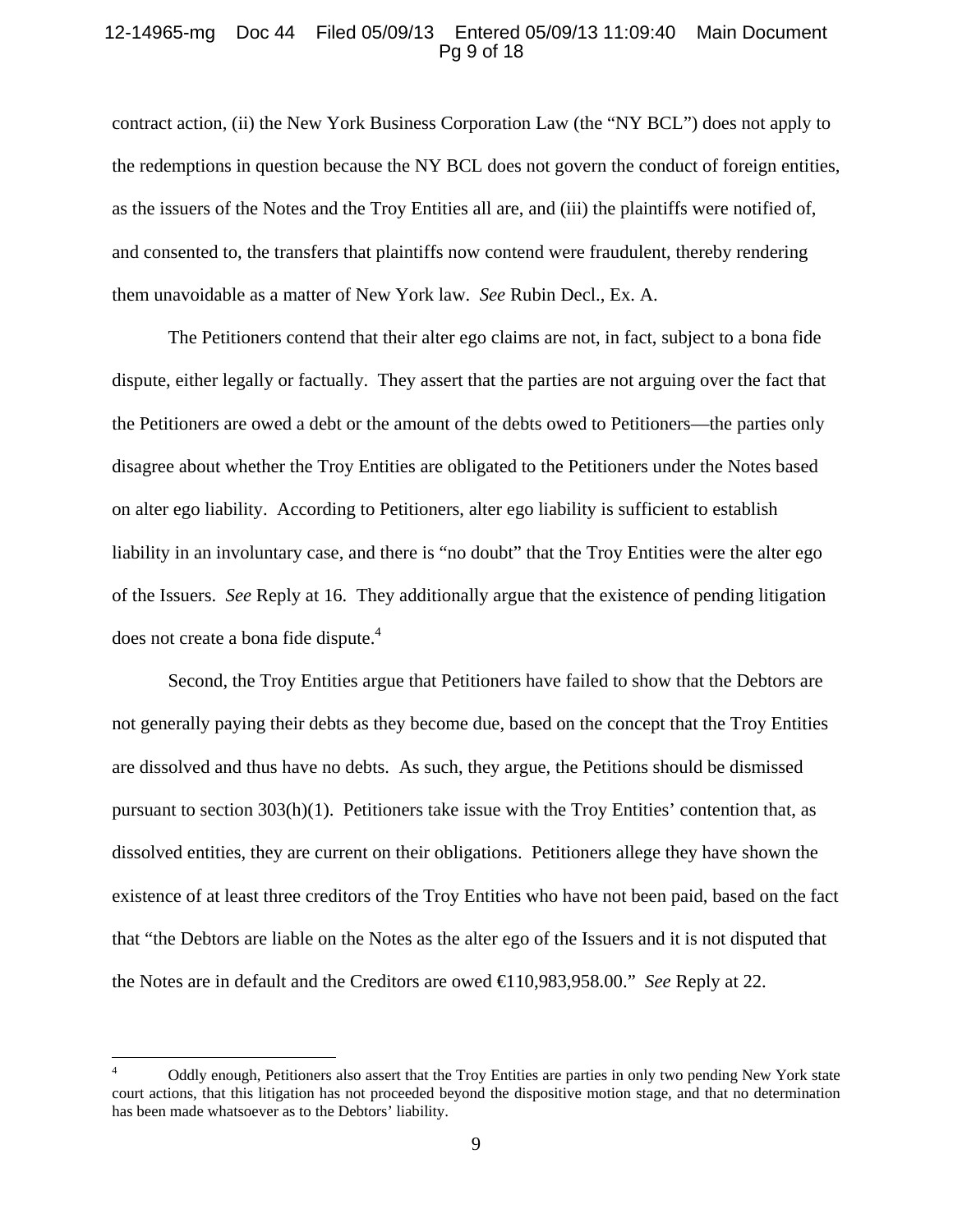contract action, (ii) the New York Business Corporation Law (the "NY BCL") does not apply to the redemptions in question because the NY BCL does not govern the conduct of foreign entities, as the issuers of the Notes and the Troy Entities all are, and (iii) the plaintiffs were notified of, and consented to, the transfers that plaintiffs now contend were fraudulent, thereby rendering them unavoidable as a matter of New York law. *See* Rubin Decl., Ex. A.

The Petitioners contend that their alter ego claims are not, in fact, subject to a bona fide dispute, either legally or factually. They assert that the parties are not arguing over the fact that the Petitioners are owed a debt or the amount of the debts owed to Petitioners—the parties only disagree about whether the Troy Entities are obligated to the Petitioners under the Notes based on alter ego liability. According to Petitioners, alter ego liability is sufficient to establish liability in an involuntary case, and there is "no doubt" that the Troy Entities were the alter ego of the Issuers. *See* Reply at 16. They additionally argue that the existence of pending litigation does not create a bona fide dispute.[4]

Second, the Troy Entities argue that Petitioners have failed to show that the Debtors are not generally paying their debts as they become due, based on the concept that the Troy Entities are dissolved and thus have no debts. As such, they argue, the Petitions should be dismissed pursuant to section 303(h)(1). Petitioners take issue with the Troy Entities' contention that, as dissolved entities, they are current on their obligations. Petitioners allege they have shown the existence of at least three creditors of the Troy Entities who have not been paid, based on the fact that "the Debtors are liable on the Notes as the alter ego of the Issuers and it is not disputed that the Notes are in default and the Creditors are owed €110,983,958.00." *See* Reply at 22.

---

[4] Oddly enough, Petitioners also assert that the Troy Entities are parties in only two pending New York state court actions, that this litigation has not proceeded beyond the dispositive motion stage, and that no determination has been made whatsoever as to the Debtors' liability.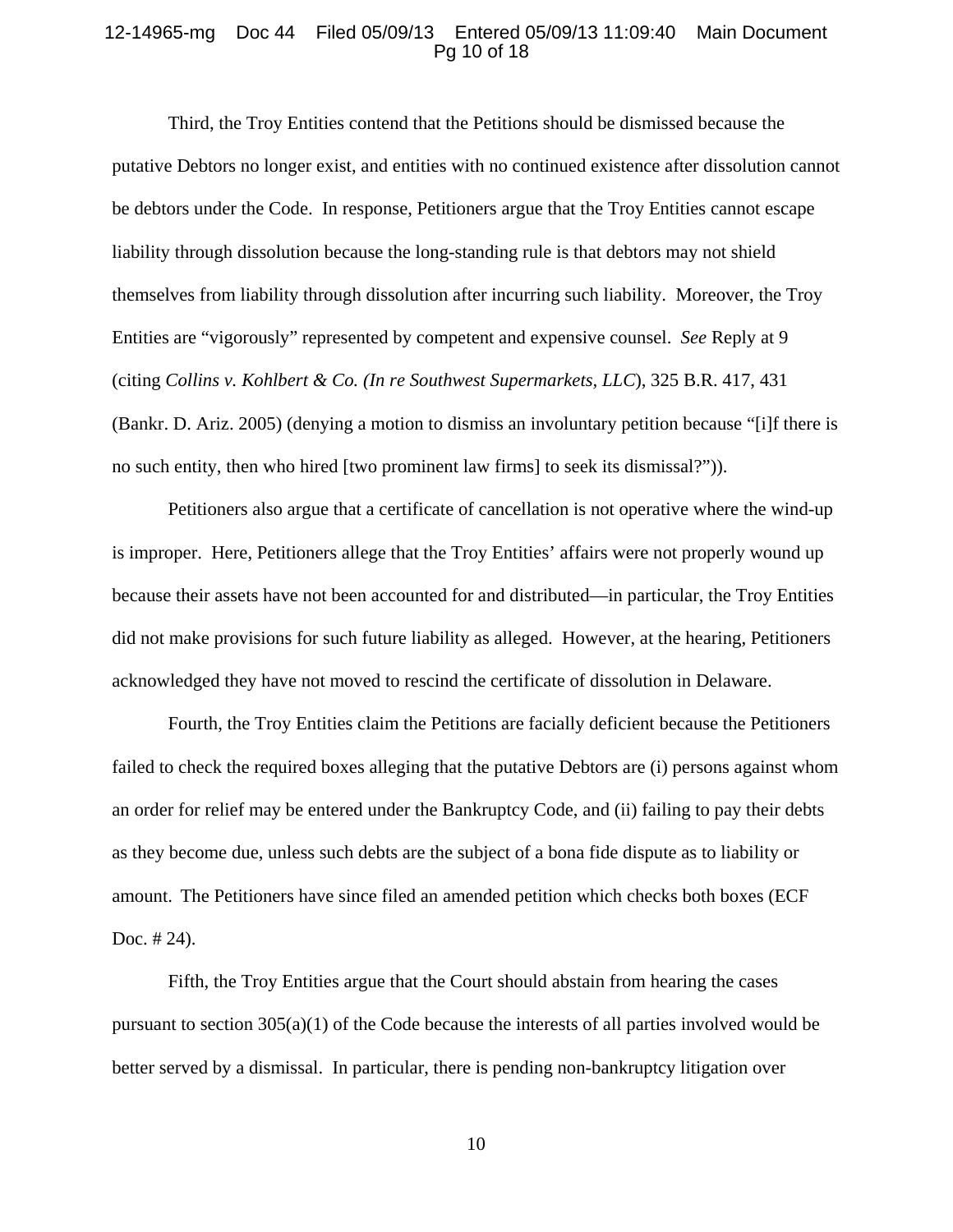Third, the Troy Entities contend that the Petitions should be dismissed because the putative Debtors no longer exist, and entities with no continued existence after dissolution cannot be debtors under the Code. In response, Petitioners argue that the Troy Entities cannot escape liability through dissolution because the long-standing rule is that debtors may not shield themselves from liability through dissolution after incurring such liability. Moreover, the Troy Entities are "vigorously" represented by competent and expensive counsel. *See* Reply at 9 (citing *Collins v. Kohlbert & Co. (In re Southwest Supermarkets, LLC*), 325 B.R. 417, 431 (Bankr. D. Ariz. 2005) (denying a motion to dismiss an involuntary petition because "[i]f there is no such entity, then who hired [two prominent law firms] to seek its dismissal?")).

Petitioners also argue that a certificate of cancellation is not operative where the wind-up is improper. Here, Petitioners allege that the Troy Entities' affairs were not properly wound up because their assets have not been accounted for and distributed—in particular, the Troy Entities did not make provisions for such future liability as alleged. However, at the hearing, Petitioners acknowledged they have not moved to rescind the certificate of dissolution in Delaware.

Fourth, the Troy Entities claim the Petitions are facially deficient because the Petitioners failed to check the required boxes alleging that the putative Debtors are (i) persons against whom an order for relief may be entered under the Bankruptcy Code, and (ii) failing to pay their debts as they become due, unless such debts are the subject of a bona fide dispute as to liability or amount. The Petitioners have since filed an amended petition which checks both boxes (ECF Doc. # 24).

Fifth, the Troy Entities argue that the Court should abstain from hearing the cases pursuant to section 305(a)(1) of the Code because the interests of all parties involved would be better served by a dismissal. In particular, there is pending non-bankruptcy litigation over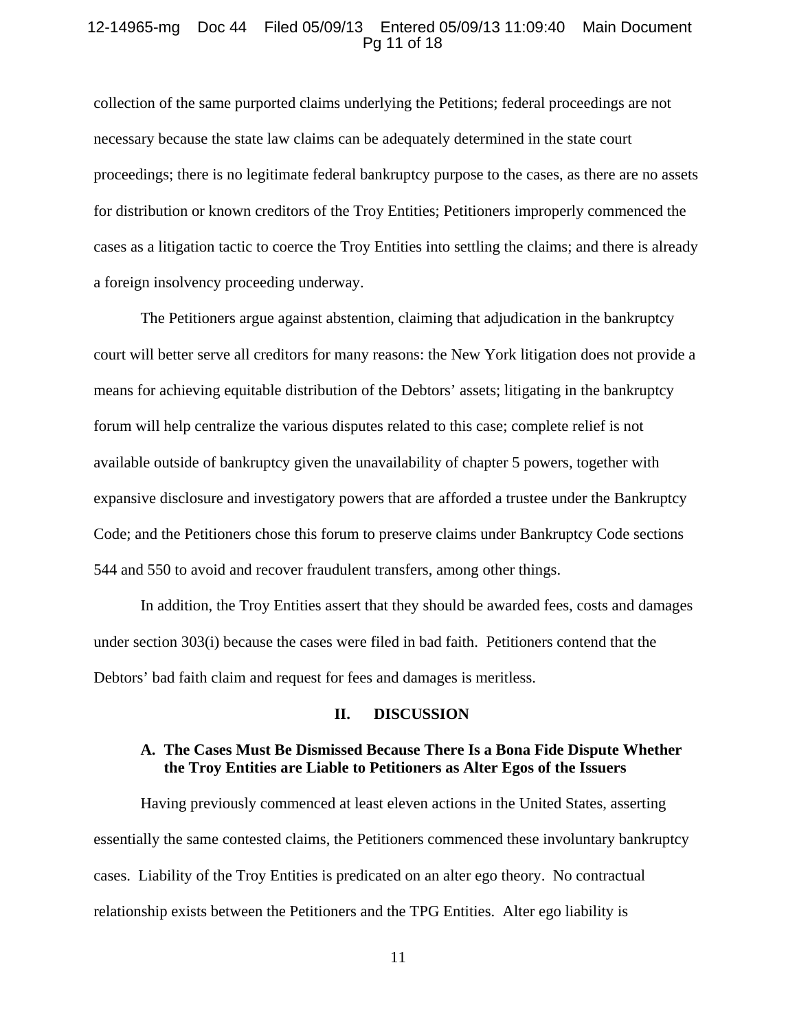collection of the same purported claims underlying the Petitions; federal proceedings are not necessary because the state law claims can be adequately determined in the state court proceedings; there is no legitimate federal bankruptcy purpose to the cases, as there are no assets for distribution or known creditors of the Troy Entities; Petitioners improperly commenced the cases as a litigation tactic to coerce the Troy Entities into settling the claims; and there is already a foreign insolvency proceeding underway.

The Petitioners argue against abstention, claiming that adjudication in the bankruptcy court will better serve all creditors for many reasons: the New York litigation does not provide a means for achieving equitable distribution of the Debtors' assets; litigating in the bankruptcy forum will help centralize the various disputes related to this case; complete relief is not available outside of bankruptcy given the unavailability of chapter 5 powers, together with expansive disclosure and investigatory powers that are afforded a trustee under the Bankruptcy Code; and the Petitioners chose this forum to preserve claims under Bankruptcy Code sections 544 and 550 to avoid and recover fraudulent transfers, among other things.

In addition, the Troy Entities assert that they should be awarded fees, costs and damages under section 303(i) because the cases were filed in bad faith. Petitioners contend that the Debtors' bad faith claim and request for fees and damages is meritless.

## II. DISCUSSION

### A. The Cases Must Be Dismissed Because There Is a Bona Fide Dispute Whether the Troy Entities are Liable to Petitioners as Alter Egos of the Issuers

Having previously commenced at least eleven actions in the United States, asserting essentially the same contested claims, the Petitioners commenced these involuntary bankruptcy cases. Liability of the Troy Entities is predicated on an alter ego theory. No contractual relationship exists between the Petitioners and the TPG Entities. Alter ego liability is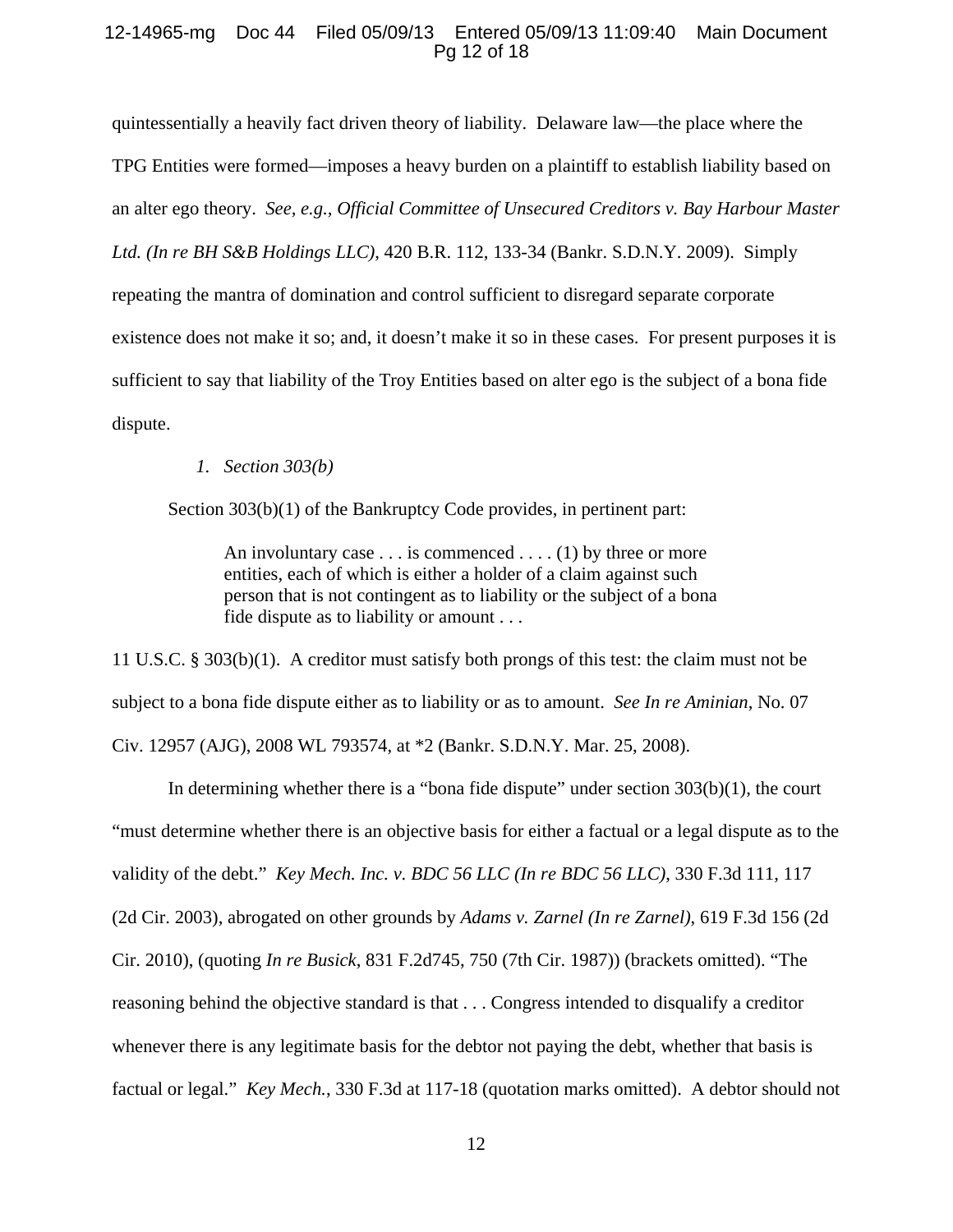quintessentially a heavily fact driven theory of liability. Delaware law—the place where the TPG Entities were formed—imposes a heavy burden on a plaintiff to establish liability based on an alter ego theory. *See, e.g.*, *Official Committee of Unsecured Creditors v. Bay Harbour Master Ltd. (In re BH S&B Holdings LLC)*, 420 B.R. 112, 133-34 (Bankr. S.D.N.Y. 2009). Simply repeating the mantra of domination and control sufficient to disregard separate corporate existence does not make it so; and, it doesn't make it so in these cases. For present purposes it is sufficient to say that liability of the Troy Entities based on alter ego is the subject of a bona fide dispute.

*1. Section 303(b)*

Section 303(b)(1) of the Bankruptcy Code provides, in pertinent part:

> An involuntary case . . . is commenced . . . . (1) by three or more entities, each of which is either a holder of a claim against such person that is not contingent as to liability or the subject of a bona fide dispute as to liability or amount . . .

11 U.S.C. § 303(b)(1). A creditor must satisfy both prongs of this test: the claim must not be subject to a bona fide dispute either as to liability or as to amount. *See In re Aminian*, No. 07 Civ. 12957 (AJG), 2008 WL 793574, at *2 (Bankr. S.D.N.Y. Mar. 25, 2008).

In determining whether there is a "bona fide dispute" under section 303(b)(1), the court "must determine whether there is an objective basis for either a factual or a legal dispute as to the validity of the debt." *Key Mech. Inc. v. BDC 56 LLC (In re BDC 56 LLC)*, 330 F.3d 111, 117 (2d Cir. 2003), abrogated on other grounds by *Adams v. Zarnel (In re Zarnel)*, 619 F.3d 156 (2d Cir. 2010), (quoting *In re Busick*, 831 F.2d745, 750 (7th Cir. 1987)) (brackets omitted). "The reasoning behind the objective standard is that . . . Congress intended to disqualify a creditor whenever there is any legitimate basis for the debtor not paying the debt, whether that basis is factual or legal." *Key Mech.*, 330 F.3d at 117-18 (quotation marks omitted). A debtor should not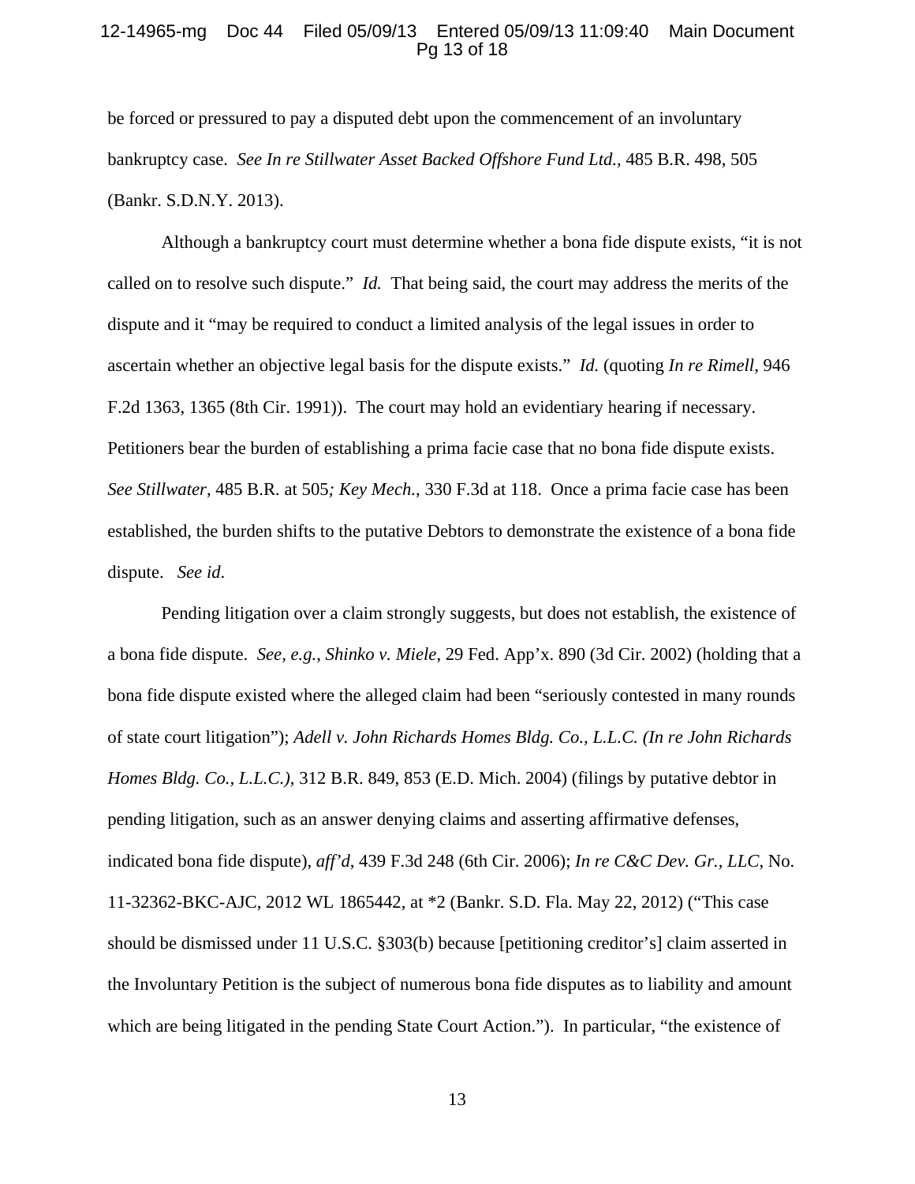be forced or pressured to pay a disputed debt upon the commencement of an involuntary bankruptcy case. *See In re Stillwater Asset Backed Offshore Fund Ltd.*, 485 B.R. 498, 505 (Bankr. S.D.N.Y. 2013).

Although a bankruptcy court must determine whether a bona fide dispute exists, "it is not called on to resolve such dispute." *Id.* That being said, the court may address the merits of the dispute and it "may be required to conduct a limited analysis of the legal issues in order to ascertain whether an objective legal basis for the dispute exists." *Id.* (quoting *In re Rimell*, 946 F.2d 1363, 1365 (8th Cir. 1991)). The court may hold an evidentiary hearing if necessary. Petitioners bear the burden of establishing a prima facie case that no bona fide dispute exists. *See Stillwater*, 485 B.R. at 505*; Key Mech.*, 330 F.3d at 118. Once a prima facie case has been established, the burden shifts to the putative Debtors to demonstrate the existence of a bona fide dispute. *See id*.

Pending litigation over a claim strongly suggests, but does not establish, the existence of a bona fide dispute. *See, e.g.*, *Shinko v. Miele*, 29 Fed. App'x. 890 (3d Cir. 2002) (holding that a bona fide dispute existed where the alleged claim had been "seriously contested in many rounds of state court litigation"); *Adell v. John Richards Homes Bldg. Co., L.L.C. (In re John Richards Homes Bldg. Co., L.L.C.)*, 312 B.R. 849, 853 (E.D. Mich. 2004) (filings by putative debtor in pending litigation, such as an answer denying claims and asserting affirmative defenses, indicated bona fide dispute), *aff'd*, 439 F.3d 248 (6th Cir. 2006); *In re C&C Dev. Gr., LLC*, No. 11-32362-BKC-AJC, 2012 WL 1865442, at *2 (Bankr. S.D. Fla. May 22, 2012) ("This case should be dismissed under 11 U.S.C. §303(b) because [petitioning creditor's] claim asserted in the Involuntary Petition is the subject of numerous bona fide disputes as to liability and amount which are being litigated in the pending State Court Action."). In particular, "the existence of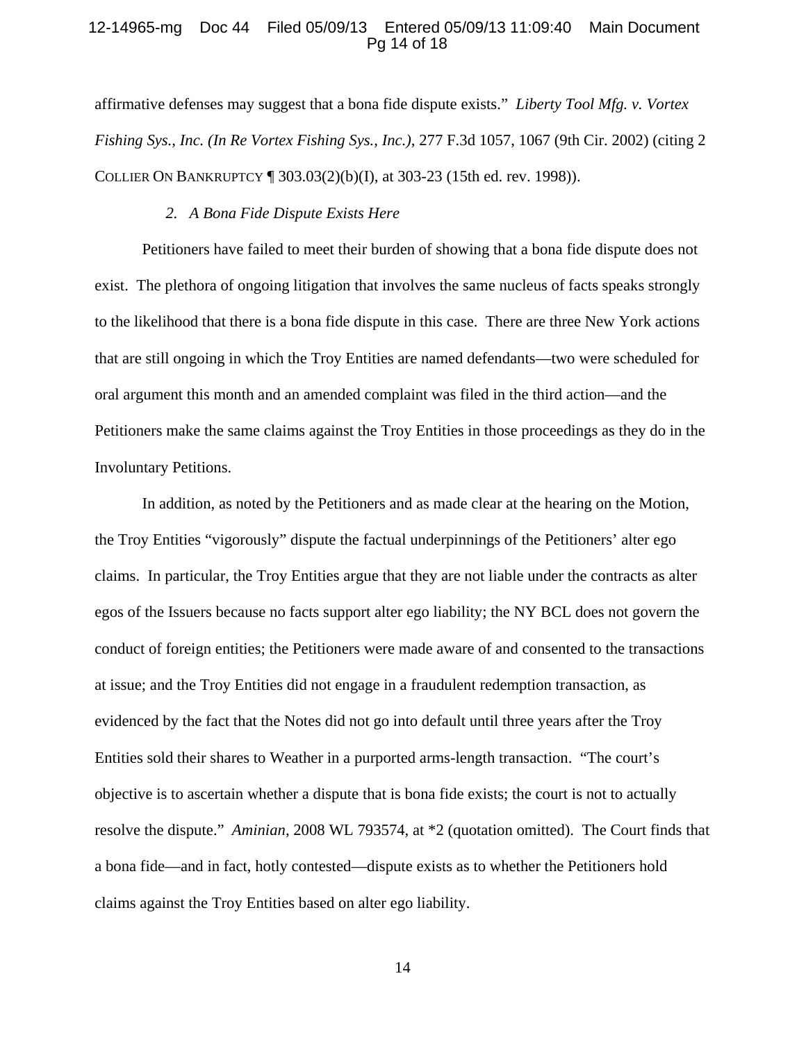affirmative defenses may suggest that a bona fide dispute exists." *Liberty Tool Mfg. v. Vortex Fishing Sys., Inc. (In Re Vortex Fishing Sys., Inc.)*, 277 F.3d 1057, 1067 (9th Cir. 2002) (citing 2 COLLIER ON BANKRUPTCY ¶ 303.03(2)(b)(I), at 303-23 (15th ed. rev. 1998)).

*2. A Bona Fide Dispute Exists Here*

Petitioners have failed to meet their burden of showing that a bona fide dispute does not exist. The plethora of ongoing litigation that involves the same nucleus of facts speaks strongly to the likelihood that there is a bona fide dispute in this case. There are three New York actions that are still ongoing in which the Troy Entities are named defendants—two were scheduled for oral argument this month and an amended complaint was filed in the third action—and the Petitioners make the same claims against the Troy Entities in those proceedings as they do in the Involuntary Petitions.

In addition, as noted by the Petitioners and as made clear at the hearing on the Motion, the Troy Entities "vigorously" dispute the factual underpinnings of the Petitioners' alter ego claims. In particular, the Troy Entities argue that they are not liable under the contracts as alter egos of the Issuers because no facts support alter ego liability; the NY BCL does not govern the conduct of foreign entities; the Petitioners were made aware of and consented to the transactions at issue; and the Troy Entities did not engage in a fraudulent redemption transaction, as evidenced by the fact that the Notes did not go into default until three years after the Troy Entities sold their shares to Weather in a purported arms-length transaction. "The court's objective is to ascertain whether a dispute that is bona fide exists; the court is not to actually resolve the dispute." *Aminian*, 2008 WL 793574, at *2 (quotation omitted). The Court finds that a bona fide—and in fact, hotly contested—dispute exists as to whether the Petitioners hold claims against the Troy Entities based on alter ego liability.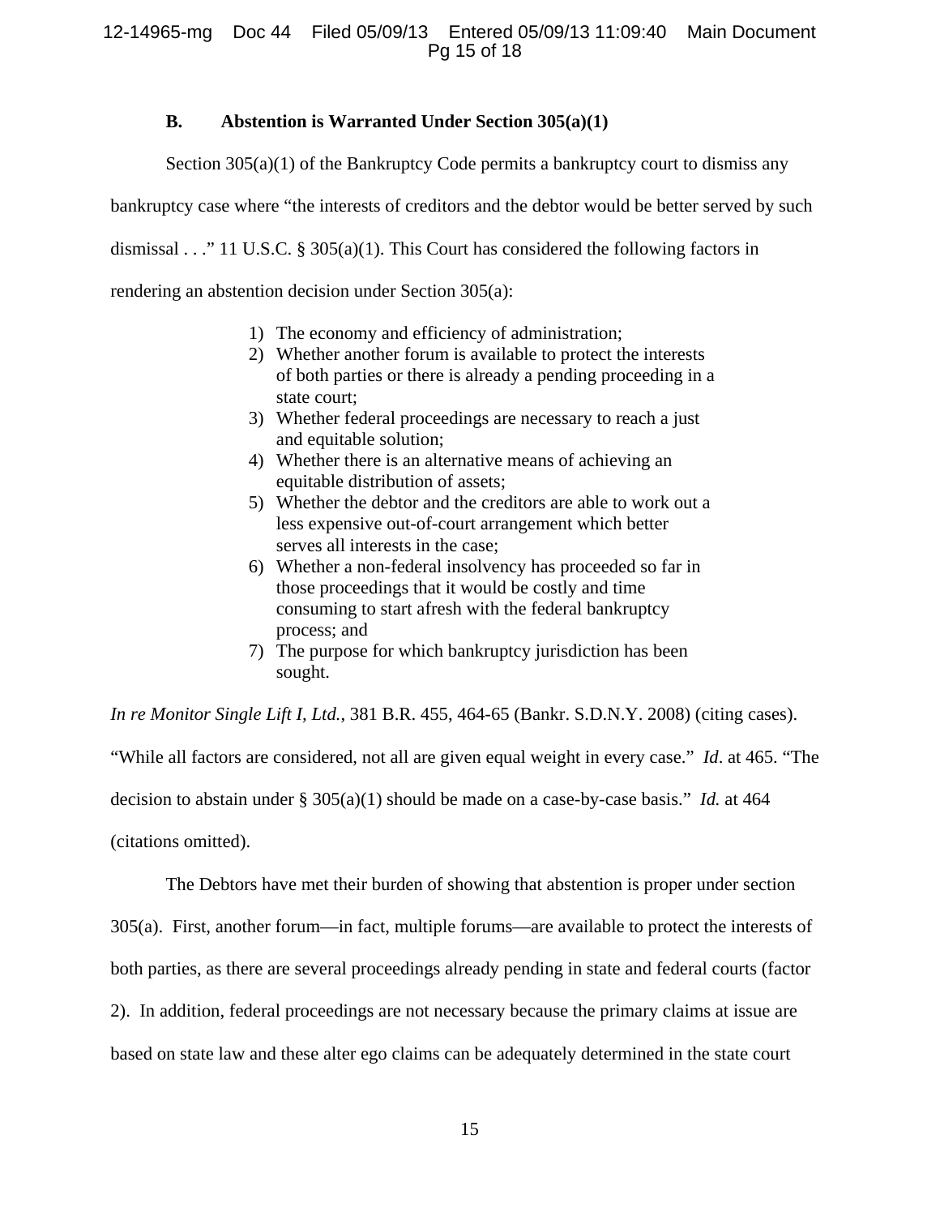### B. Abstention is Warranted Under Section 305(a)(1)

Section 305(a)(1) of the Bankruptcy Code permits a bankruptcy court to dismiss any bankruptcy case where "the interests of creditors and the debtor would be better served by such dismissal . . ." 11 U.S.C. § 305(a)(1). This Court has considered the following factors in rendering an abstention decision under Section 305(a):

1) The economy and efficiency of administration;
2) Whether another forum is available to protect the interests of both parties or there is already a pending proceeding in a state court;
3) Whether federal proceedings are necessary to reach a just and equitable solution;
4) Whether there is an alternative means of achieving an equitable distribution of assets;
5) Whether the debtor and the creditors are able to work out a less expensive out-of-court arrangement which better serves all interests in the case;
6) Whether a non-federal insolvency has proceeded so far in those proceedings that it would be costly and time consuming to start afresh with the federal bankruptcy process; and
7) The purpose for which bankruptcy jurisdiction has been sought.

*In re Monitor Single Lift I, Ltd.*, 381 B.R. 455, 464-65 (Bankr. S.D.N.Y. 2008) (citing cases). "While all factors are considered, not all are given equal weight in every case." *Id*. at 465. "The decision to abstain under § 305(a)(1) should be made on a case-by-case basis." *Id.* at 464 (citations omitted).

The Debtors have met their burden of showing that abstention is proper under section 305(a). First, another forum—in fact, multiple forums—are available to protect the interests of both parties, as there are several proceedings already pending in state and federal courts (factor 2). In addition, federal proceedings are not necessary because the primary claims at issue are based on state law and these alter ego claims can be adequately determined in the state court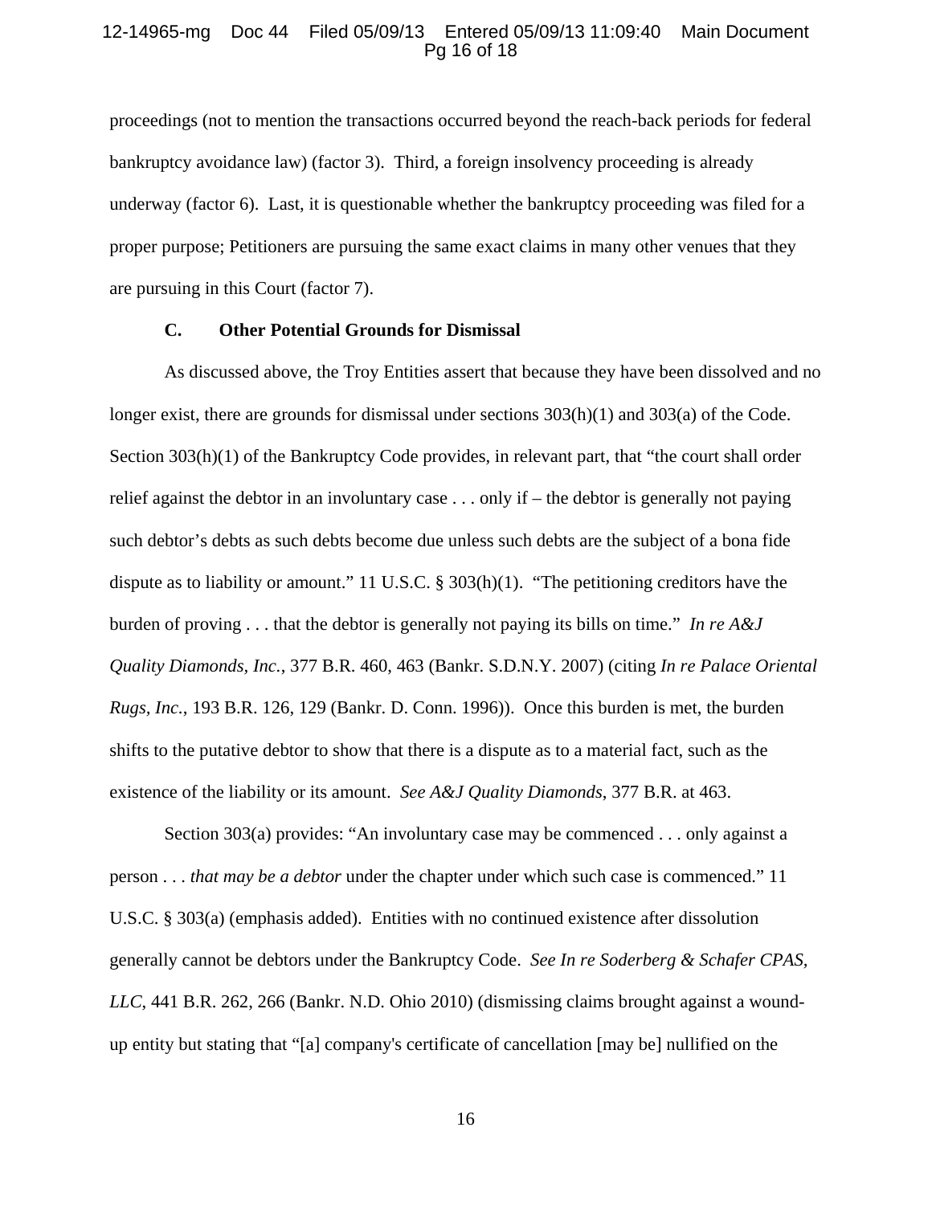proceedings (not to mention the transactions occurred beyond the reach-back periods for federal bankruptcy avoidance law) (factor 3). Third, a foreign insolvency proceeding is already underway (factor 6). Last, it is questionable whether the bankruptcy proceeding was filed for a proper purpose; Petitioners are pursuing the same exact claims in many other venues that they are pursuing in this Court (factor 7).

### C. Other Potential Grounds for Dismissal

As discussed above, the Troy Entities assert that because they have been dissolved and no longer exist, there are grounds for dismissal under sections 303(h)(1) and 303(a) of the Code. Section 303(h)(1) of the Bankruptcy Code provides, in relevant part, that "the court shall order relief against the debtor in an involuntary case . . . only if – the debtor is generally not paying such debtor's debts as such debts become due unless such debts are the subject of a bona fide dispute as to liability or amount." 11 U.S.C. § 303(h)(1). "The petitioning creditors have the burden of proving . . . that the debtor is generally not paying its bills on time." *In re A&J Quality Diamonds, Inc.*, 377 B.R. 460, 463 (Bankr. S.D.N.Y. 2007) (citing *In re Palace Oriental Rugs, Inc.*, 193 B.R. 126, 129 (Bankr. D. Conn. 1996)). Once this burden is met, the burden shifts to the putative debtor to show that there is a dispute as to a material fact, such as the existence of the liability or its amount. *See A&J Quality Diamonds*, 377 B.R. at 463.

Section 303(a) provides: "An involuntary case may be commenced . . . only against a person . . . *that may be a debtor* under the chapter under which such case is commenced." 11 U.S.C. § 303(a) (emphasis added). Entities with no continued existence after dissolution generally cannot be debtors under the Bankruptcy Code. *See In re Soderberg & Schafer CPAS, LLC*, 441 B.R. 262, 266 (Bankr. N.D. Ohio 2010) (dismissing claims brought against a wound-up entity but stating that "[a] company's certificate of cancellation [may be] nullified on the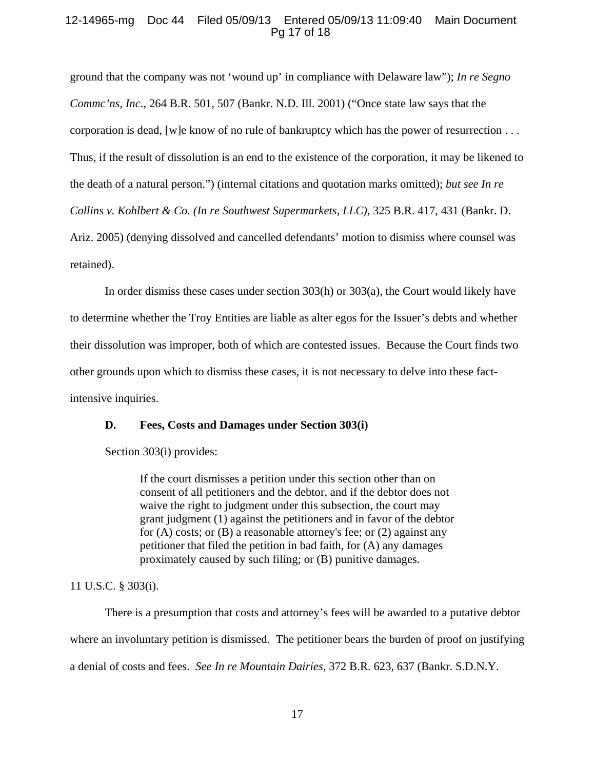ground that the company was not 'wound up' in compliance with Delaware law"); *In re Segno Commc'ns, Inc*., 264 B.R. 501, 507 (Bankr. N.D. Ill. 2001) ("Once state law says that the corporation is dead, [w]e know of no rule of bankruptcy which has the power of resurrection . . . Thus, if the result of dissolution is an end to the existence of the corporation, it may be likened to the death of a natural person.") (internal citations and quotation marks omitted); *but see In re Collins v. Kohlbert & Co. (In re Southwest Supermarkets, LLC),* 325 B.R. 417, 431 (Bankr. D. Ariz. 2005) (denying dissolved and cancelled defendants' motion to dismiss where counsel was retained).

In order dismiss these cases under section 303(h) or 303(a), the Court would likely have to determine whether the Troy Entities are liable as alter egos for the Issuer's debts and whether their dissolution was improper, both of which are contested issues. Because the Court finds two other grounds upon which to dismiss these cases, it is not necessary to delve into these fact-intensive inquiries.

### D. Fees, Costs and Damages under Section 303(i)

Section 303(i) provides:

> If the court dismisses a petition under this section other than on consent of all petitioners and the debtor, and if the debtor does not waive the right to judgment under this subsection, the court may grant judgment (1) against the petitioners and in favor of the debtor for (A) costs; or (B) a reasonable attorney's fee; or (2) against any petitioner that filed the petition in bad faith, for (A) any damages proximately caused by such filing; or (B) punitive damages.

11 U.S.C. § 303(i).

There is a presumption that costs and attorney's fees will be awarded to a putative debtor where an involuntary petition is dismissed. The petitioner bears the burden of proof on justifying a denial of costs and fees. *See In re Mountain Dairies*, 372 B.R. 623, 637 (Bankr. S.D.N.Y.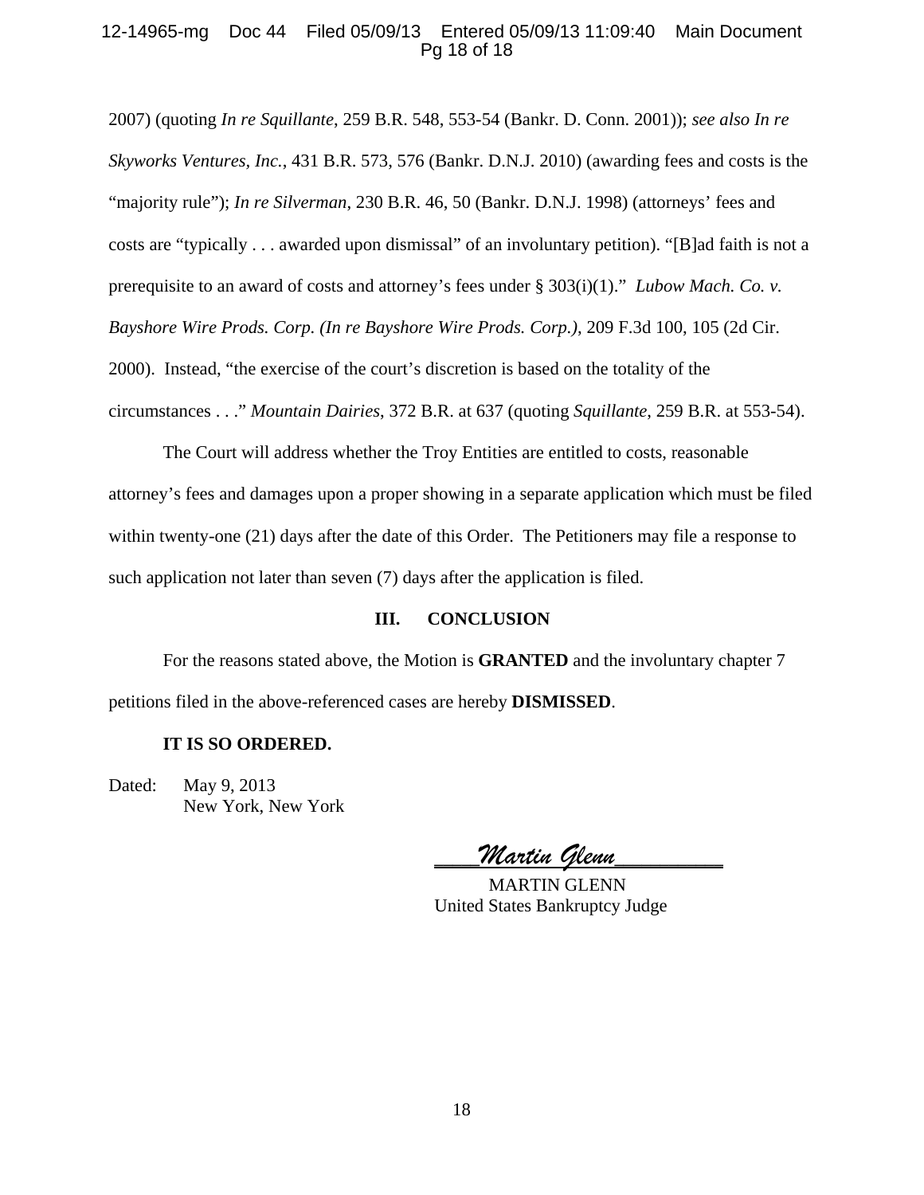2007) (quoting *In re Squillante*, 259 B.R. 548, 553-54 (Bankr. D. Conn. 2001)); *see also In re Skyworks Ventures, Inc.*, 431 B.R. 573, 576 (Bankr. D.N.J. 2010) (awarding fees and costs is the "majority rule"); *In re Silverman*, 230 B.R. 46, 50 (Bankr. D.N.J. 1998) (attorneys' fees and costs are "typically . . . awarded upon dismissal" of an involuntary petition). "[B]ad faith is not a prerequisite to an award of costs and attorney's fees under § 303(i)(1)." *Lubow Mach. Co. v. Bayshore Wire Prods. Corp. (In re Bayshore Wire Prods. Corp.)*, 209 F.3d 100, 105 (2d Cir. 2000). Instead, "the exercise of the court's discretion is based on the totality of the circumstances . . ." *Mountain Dairies*, 372 B.R. at 637 (quoting *Squillante*, 259 B.R. at 553-54).

The Court will address whether the Troy Entities are entitled to costs, reasonable attorney's fees and damages upon a proper showing in a separate application which must be filed within twenty-one (21) days after the date of this Order. The Petitioners may file a response to such application not later than seven (7) days after the application is filed.

## III. CONCLUSION

For the reasons stated above, the Motion is **GRANTED** and the involuntary chapter 7 petitions filed in the above-referenced cases are hereby **DISMISSED**.

**IT IS SO ORDERED.**

Dated: May 9, 2013
New York, New York

*Martin Glenn*
MARTIN GLENN
United States Bankruptcy Judge